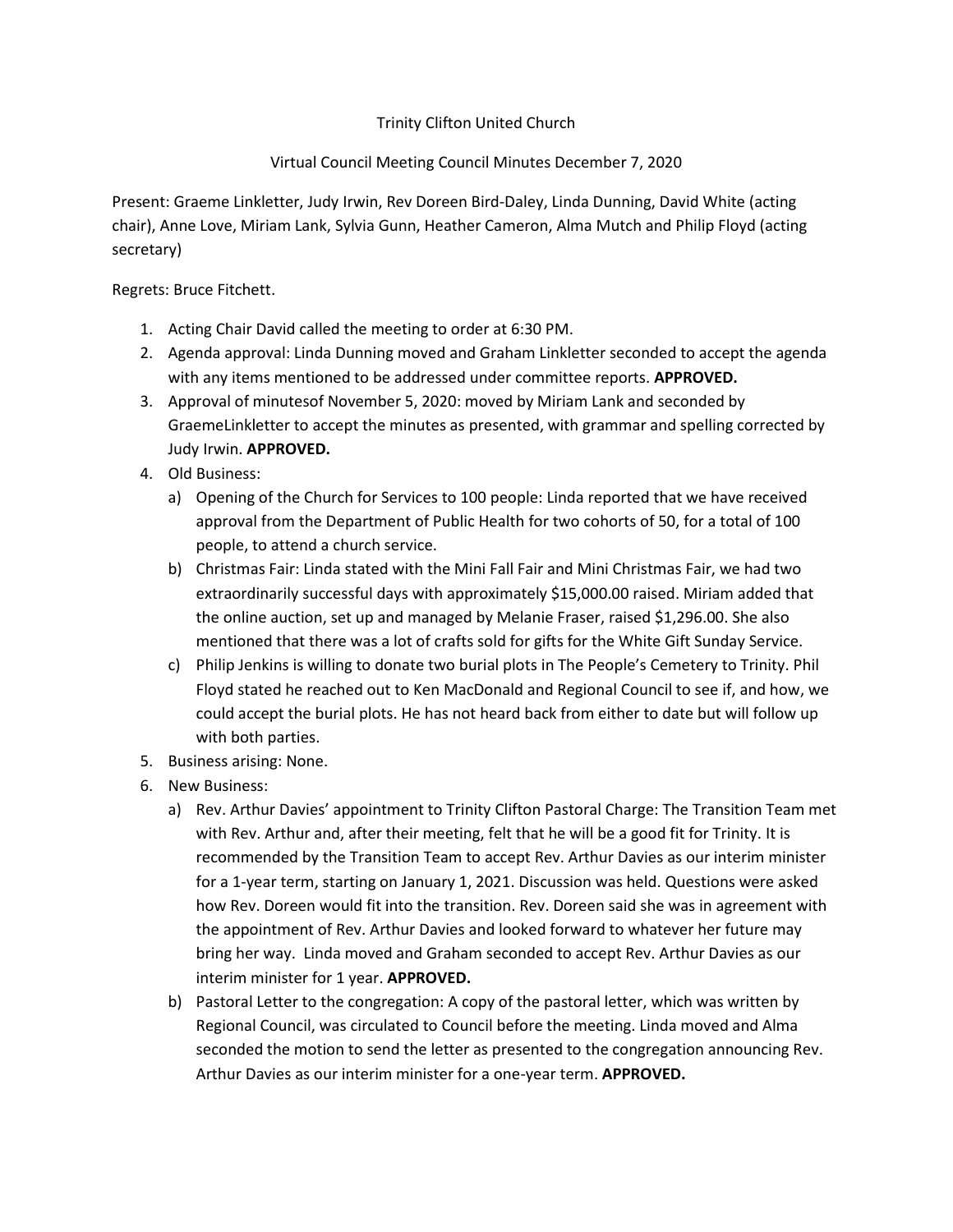Trinity Clifton United Church

Virtual Council Meeting Council Minutes December 7, 2020

Present: Graeme Linkletter, Judy Irwin, Rev Doreen Bird-Daley, Linda Dunning, David White (acting chair), Anne Love, Miriam Lank, Sylvia Gunn, Heather Cameron, Alma Mutch and Philip Floyd (acting secretary)

Regrets: Bruce Fitchett.

1. Acting Chair David called the meeting to order at 6:30 PM.
2. Agenda approval: Linda Dunning moved and Graham Linkletter seconded to accept the agenda with any items mentioned to be addressed under committee reports. **APPROVED.**
3. Approval of minutesof November 5, 2020: moved by Miriam Lank and seconded by GraemeLinkletter to accept the minutes as presented, with grammar and spelling corrected by Judy Irwin. **APPROVED.**
4. Old Business:
   a) Opening of the Church for Services to 100 people: Linda reported that we have received approval from the Department of Public Health for two cohorts of 50, for a total of 100 people, to attend a church service.
   b) Christmas Fair: Linda stated with the Mini Fall Fair and Mini Christmas Fair, we had two extraordinarily successful days with approximately $15,000.00 raised. Miriam added that the online auction, set up and managed by Melanie Fraser, raised $1,296.00. She also mentioned that there was a lot of crafts sold for gifts for the White Gift Sunday Service.
   c) Philip Jenkins is willing to donate two burial plots in The People's Cemetery to Trinity. Phil Floyd stated he reached out to Ken MacDonald and Regional Council to see if, and how, we could accept the burial plots. He has not heard back from either to date but will follow up with both parties.
5. Business arising: None.
6. New Business:
   a) Rev. Arthur Davies' appointment to Trinity Clifton Pastoral Charge: The Transition Team met with Rev. Arthur and, after their meeting, felt that he will be a good fit for Trinity. It is recommended by the Transition Team to accept Rev. Arthur Davies as our interim minister for a 1-year term, starting on January 1, 2021. Discussion was held. Questions were asked how Rev. Doreen would fit into the transition. Rev. Doreen said she was in agreement with the appointment of Rev. Arthur Davies and looked forward to whatever her future may bring her way. Linda moved and Graham seconded to accept Rev. Arthur Davies as our interim minister for 1 year. **APPROVED.**
   b) Pastoral Letter to the congregation: A copy of the pastoral letter, which was written by Regional Council, was circulated to Council before the meeting. Linda moved and Alma seconded the motion to send the letter as presented to the congregation announcing Rev. Arthur Davies as our interim minister for a one-year term. **APPROVED.**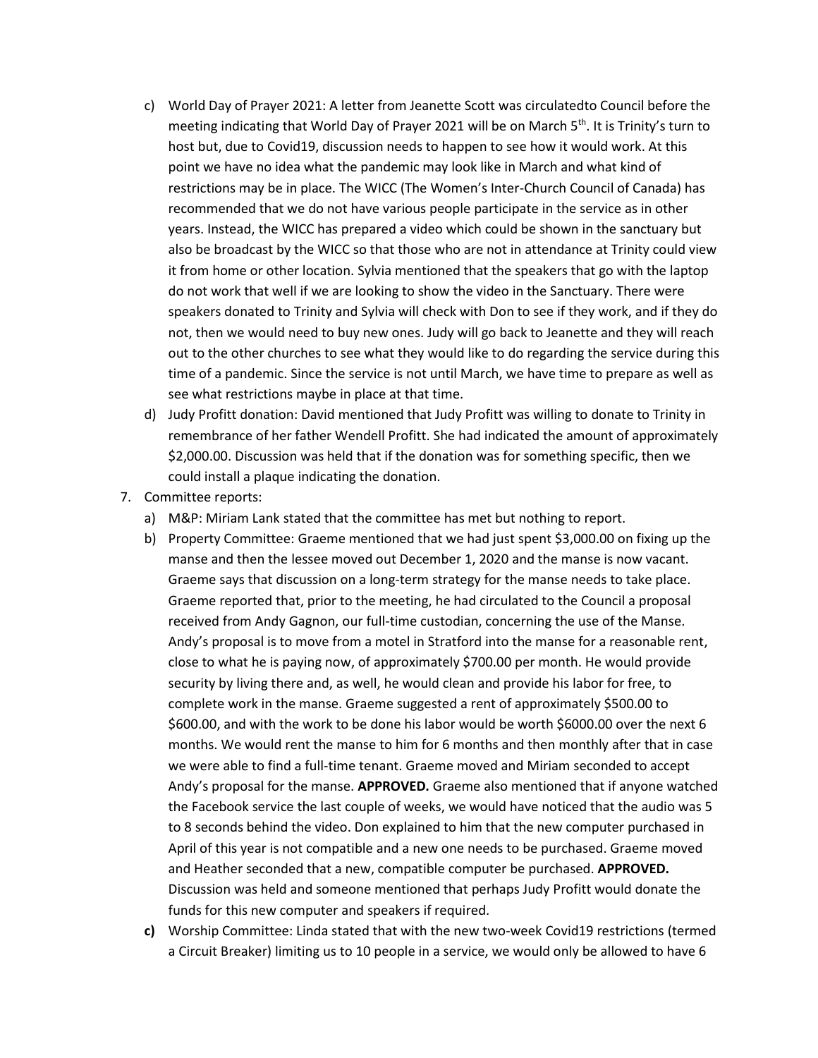c) World Day of Prayer 2021: A letter from Jeanette Scott was circulatedto Council before the meeting indicating that World Day of Prayer 2021 will be on March 5th. It is Trinity's turn to host but, due to Covid19, discussion needs to happen to see how it would work. At this point we have no idea what the pandemic may look like in March and what kind of restrictions may be in place. The WICC (The Women's Inter-Church Council of Canada) has recommended that we do not have various people participate in the service as in other years. Instead, the WICC has prepared a video which could be shown in the sanctuary but also be broadcast by the WICC so that those who are not in attendance at Trinity could view it from home or other location. Sylvia mentioned that the speakers that go with the laptop do not work that well if we are looking to show the video in the Sanctuary. There were speakers donated to Trinity and Sylvia will check with Don to see if they work, and if they do not, then we would need to buy new ones. Judy will go back to Jeanette and they will reach out to the other churches to see what they would like to do regarding the service during this time of a pandemic. Since the service is not until March, we have time to prepare as well as see what restrictions maybe in place at that time.

d) Judy Profitt donation: David mentioned that Judy Profitt was willing to donate to Trinity in remembrance of her father Wendell Profitt. She had indicated the amount of approximately $2,000.00. Discussion was held that if the donation was for something specific, then we could install a plaque indicating the donation.

7. Committee reports:
   a) M&P: Miriam Lank stated that the committee has met but nothing to report.
   b) Property Committee: Graeme mentioned that we had just spent $3,000.00 on fixing up the manse and then the lessee moved out December 1, 2020 and the manse is now vacant. Graeme says that discussion on a long-term strategy for the manse needs to take place. Graeme reported that, prior to the meeting, he had circulated to the Council a proposal received from Andy Gagnon, our full-time custodian, concerning the use of the Manse. Andy's proposal is to move from a motel in Stratford into the manse for a reasonable rent, close to what he is paying now, of approximately $700.00 per month. He would provide security by living there and, as well, he would clean and provide his labor for free, to complete work in the manse. Graeme suggested a rent of approximately $500.00 to $600.00, and with the work to be done his labor would be worth $6000.00 over the next 6 months. We would rent the manse to him for 6 months and then monthly after that in case we were able to find a full-time tenant. Graeme moved and Miriam seconded to accept Andy's proposal for the manse. **APPROVED.** Graeme also mentioned that if anyone watched the Facebook service the last couple of weeks, we would have noticed that the audio was 5 to 8 seconds behind the video. Don explained to him that the new computer purchased in April of this year is not compatible and a new one needs to be purchased. Graeme moved and Heather seconded that a new, compatible computer be purchased. **APPROVED.** Discussion was held and someone mentioned that perhaps Judy Profitt would donate the funds for this new computer and speakers if required.
   **c)** Worship Committee: Linda stated that with the new two-week Covid19 restrictions (termed a Circuit Breaker) limiting us to 10 people in a service, we would only be allowed to have 6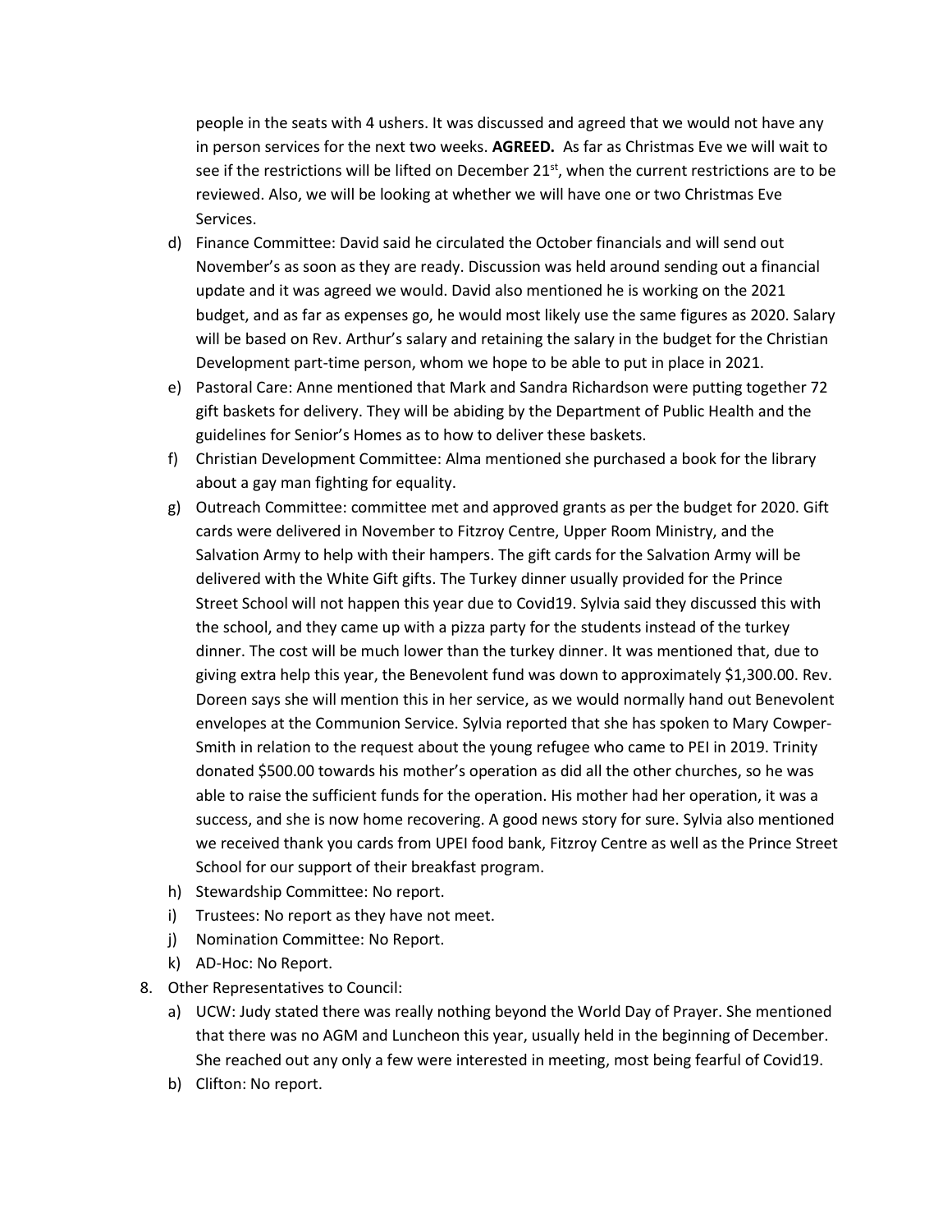people in the seats with 4 ushers. It was discussed and agreed that we would not have any in person services for the next two weeks. **AGREED.** As far as Christmas Eve we will wait to see if the restrictions will be lifted on December 21st, when the current restrictions are to be reviewed. Also, we will be looking at whether we will have one or two Christmas Eve Services.

d) Finance Committee: David said he circulated the October financials and will send out November's as soon as they are ready. Discussion was held around sending out a financial update and it was agreed we would. David also mentioned he is working on the 2021 budget, and as far as expenses go, he would most likely use the same figures as 2020. Salary will be based on Rev. Arthur's salary and retaining the salary in the budget for the Christian Development part-time person, whom we hope to be able to put in place in 2021.

e) Pastoral Care: Anne mentioned that Mark and Sandra Richardson were putting together 72 gift baskets for delivery. They will be abiding by the Department of Public Health and the guidelines for Senior's Homes as to how to deliver these baskets.

f) Christian Development Committee: Alma mentioned she purchased a book for the library about a gay man fighting for equality.

g) Outreach Committee: committee met and approved grants as per the budget for 2020. Gift cards were delivered in November to Fitzroy Centre, Upper Room Ministry, and the Salvation Army to help with their hampers. The gift cards for the Salvation Army will be delivered with the White Gift gifts. The Turkey dinner usually provided for the Prince Street School will not happen this year due to Covid19. Sylvia said they discussed this with the school, and they came up with a pizza party for the students instead of the turkey dinner. The cost will be much lower than the turkey dinner. It was mentioned that, due to giving extra help this year, the Benevolent fund was down to approximately $1,300.00. Rev. Doreen says she will mention this in her service, as we would normally hand out Benevolent envelopes at the Communion Service. Sylvia reported that she has spoken to Mary Cowper-Smith in relation to the request about the young refugee who came to PEI in 2019. Trinity donated $500.00 towards his mother's operation as did all the other churches, so he was able to raise the sufficient funds for the operation. His mother had her operation, it was a success, and she is now home recovering. A good news story for sure. Sylvia also mentioned we received thank you cards from UPEI food bank, Fitzroy Centre as well as the Prince Street School for our support of their breakfast program.

h) Stewardship Committee: No report.

i) Trustees: No report as they have not meet.

j) Nomination Committee: No Report.

k) AD-Hoc: No Report.

8. Other Representatives to Council:
   a) UCW: Judy stated there was really nothing beyond the World Day of Prayer. She mentioned that there was no AGM and Luncheon this year, usually held in the beginning of December. She reached out any only a few were interested in meeting, most being fearful of Covid19.
   b) Clifton: No report.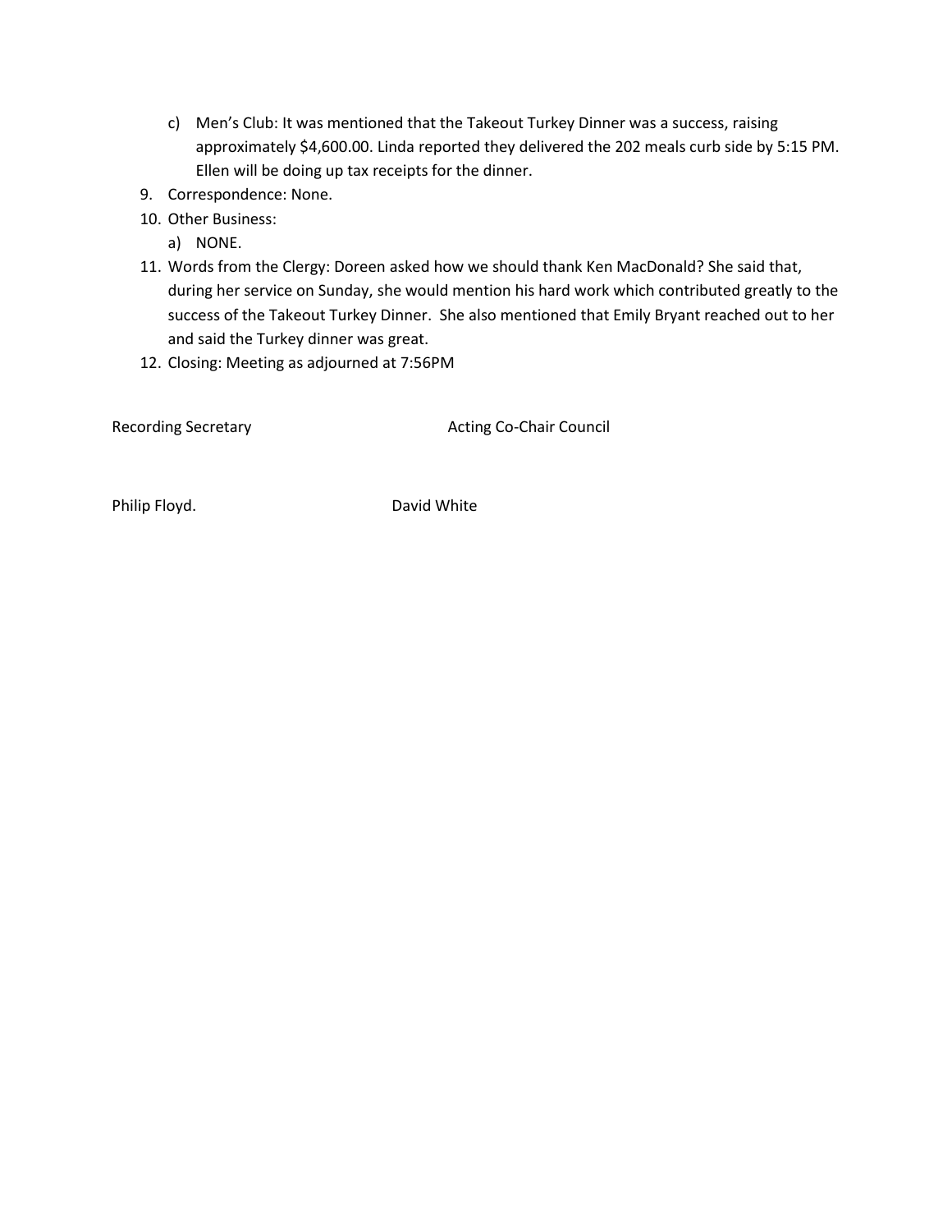c) Men's Club: It was mentioned that the Takeout Turkey Dinner was a success, raising approximately $4,600.00. Linda reported they delivered the 202 meals curb side by 5:15 PM. Ellen will be doing up tax receipts for the dinner.

9. Correspondence: None.
10. Other Business:
    a) NONE.
11. Words from the Clergy: Doreen asked how we should thank Ken MacDonald? She said that, during her service on Sunday, she would mention his hard work which contributed greatly to the success of the Takeout Turkey Dinner. She also mentioned that Emily Bryant reached out to her and said the Turkey dinner was great.
12. Closing: Meeting as adjourned at 7:56PM

Recording Secretary　　　　　　　Acting Co-Chair Council

Philip Floyd.　　　　　　　David White